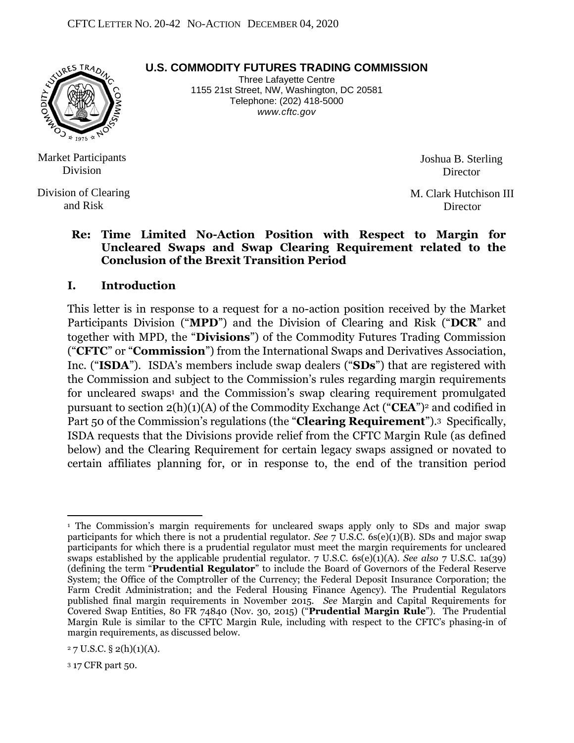CFTC LETTER NO. 20-42 NO-ACTION DECEMBER 04, 2020

**U.S. COMMODITY FUTURES TRADING COMMISSION**
Three Lafayette Centre
1155 21st Street, NW, Washington, DC 20581
Telephone: (202) 418-5000
*www.cftc.gov*

Market Participants Division — Joshua B. Sterling, Director

Division of Clearing and Risk — M. Clark Hutchison III, Director

**Re: Time Limited No-Action Position with Respect to Margin for Uncleared Swaps and Swap Clearing Requirement related to the Conclusion of the Brexit Transition Period**

## I. Introduction

This letter is in response to a request for a no-action position received by the Market Participants Division ("**MPD**") and the Division of Clearing and Risk ("**DCR**" and together with MPD, the "**Divisions**") of the Commodity Futures Trading Commission ("**CFTC**" or "**Commission**") from the International Swaps and Derivatives Association, Inc. ("**ISDA**"). ISDA's members include swap dealers ("**SDs**") that are registered with the Commission and subject to the Commission's rules regarding margin requirements for uncleared swaps[1] and the Commission's swap clearing requirement promulgated pursuant to section 2(h)(1)(A) of the Commodity Exchange Act ("**CEA**")[2] and codified in Part 50 of the Commission's regulations (the "**Clearing Requirement**").[3] Specifically, ISDA requests that the Divisions provide relief from the CFTC Margin Rule (as defined below) and the Clearing Requirement for certain legacy swaps assigned or novated to certain affiliates planning for, or in response to, the end of the transition period

---

[1] The Commission's margin requirements for uncleared swaps apply only to SDs and major swap participants for which there is not a prudential regulator. *See* 7 U.S.C. 6s(e)(1)(B). SDs and major swap participants for which there is a prudential regulator must meet the margin requirements for uncleared swaps established by the applicable prudential regulator. 7 U.S.C. 6s(e)(1)(A). *See also* 7 U.S.C. 1a(39) (defining the term "**Prudential Regulator**" to include the Board of Governors of the Federal Reserve System; the Office of the Comptroller of the Currency; the Federal Deposit Insurance Corporation; the Farm Credit Administration; and the Federal Housing Finance Agency). The Prudential Regulators published final margin requirements in November 2015. *See* Margin and Capital Requirements for Covered Swap Entities, 80 FR 74840 (Nov. 30, 2015) ("**Prudential Margin Rule**"). The Prudential Margin Rule is similar to the CFTC Margin Rule, including with respect to the CFTC's phasing-in of margin requirements, as discussed below.

[2] 7 U.S.C. § 2(h)(1)(A).

[3] 17 CFR part 50.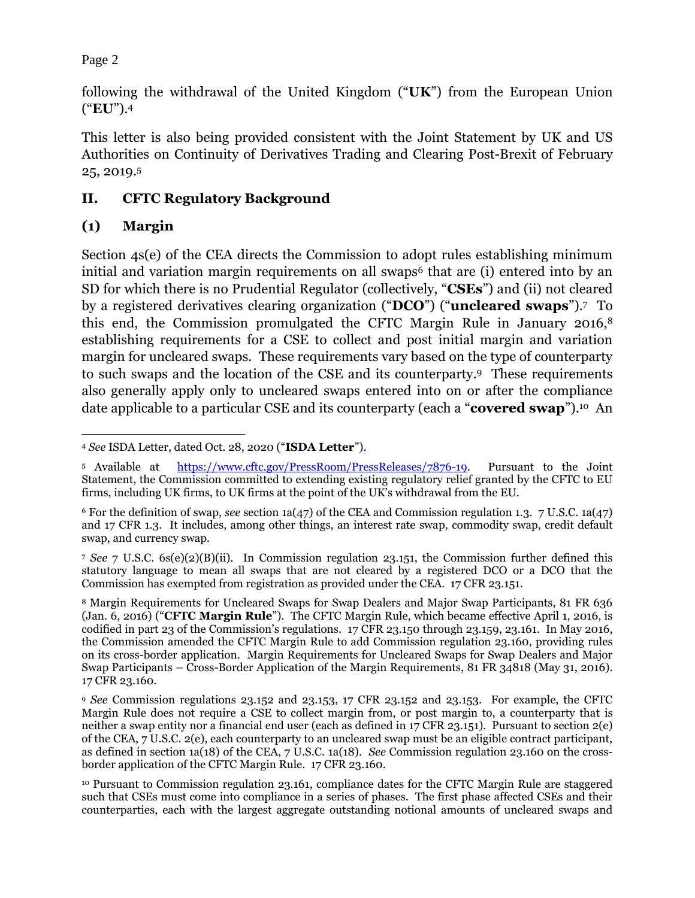following the withdrawal of the United Kingdom ("**UK**") from the European Union ("**EU**").[4]

This letter is also being provided consistent with the Joint Statement by UK and US Authorities on Continuity of Derivatives Trading and Clearing Post-Brexit of February 25, 2019.[5]

## II. CFTC Regulatory Background

### (1) Margin

Section 4s(e) of the CEA directs the Commission to adopt rules establishing minimum initial and variation margin requirements on all swaps[6] that are (i) entered into by an SD for which there is no Prudential Regulator (collectively, "**CSEs**") and (ii) not cleared by a registered derivatives clearing organization ("**DCO**") ("**uncleared swaps**").[7] To this end, the Commission promulgated the CFTC Margin Rule in January 2016,[8] establishing requirements for a CSE to collect and post initial margin and variation margin for uncleared swaps. These requirements vary based on the type of counterparty to such swaps and the location of the CSE and its counterparty.[9] These requirements also generally apply only to uncleared swaps entered into on or after the compliance date applicable to a particular CSE and its counterparty (each a "**covered swap**").[10] An

---

[4] *See* ISDA Letter, dated Oct. 28, 2020 ("**ISDA Letter**").

[5] Available at https://www.cftc.gov/PressRoom/PressReleases/7876-19. Pursuant to the Joint Statement, the Commission committed to extending existing regulatory relief granted by the CFTC to EU firms, including UK firms, to UK firms at the point of the UK's withdrawal from the EU.

[6] For the definition of swap, *see* section 1a(47) of the CEA and Commission regulation 1.3. 7 U.S.C. 1a(47) and 17 CFR 1.3. It includes, among other things, an interest rate swap, commodity swap, credit default swap, and currency swap.

[7] *See* 7 U.S.C. 6s(e)(2)(B)(ii). In Commission regulation 23.151, the Commission further defined this statutory language to mean all swaps that are not cleared by a registered DCO or a DCO that the Commission has exempted from registration as provided under the CEA. 17 CFR 23.151.

[8] Margin Requirements for Uncleared Swaps for Swap Dealers and Major Swap Participants, 81 FR 636 (Jan. 6, 2016) ("**CFTC Margin Rule**"). The CFTC Margin Rule, which became effective April 1, 2016, is codified in part 23 of the Commission's regulations. 17 CFR 23.150 through 23.159, 23.161. In May 2016, the Commission amended the CFTC Margin Rule to add Commission regulation 23.160, providing rules on its cross-border application. Margin Requirements for Uncleared Swaps for Swap Dealers and Major Swap Participants – Cross-Border Application of the Margin Requirements, 81 FR 34818 (May 31, 2016). 17 CFR 23.160.

[9] *See* Commission regulations 23.152 and 23.153, 17 CFR 23.152 and 23.153. For example, the CFTC Margin Rule does not require a CSE to collect margin from, or post margin to, a counterparty that is neither a swap entity nor a financial end user (each as defined in 17 CFR 23.151). Pursuant to section 2(e) of the CEA, 7 U.S.C. 2(e), each counterparty to an uncleared swap must be an eligible contract participant, as defined in section 1a(18) of the CEA, 7 U.S.C. 1a(18). *See* Commission regulation 23.160 on the cross-border application of the CFTC Margin Rule. 17 CFR 23.160.

[10] Pursuant to Commission regulation 23.161, compliance dates for the CFTC Margin Rule are staggered such that CSEs must come into compliance in a series of phases. The first phase affected CSEs and their counterparties, each with the largest aggregate outstanding notional amounts of uncleared swaps and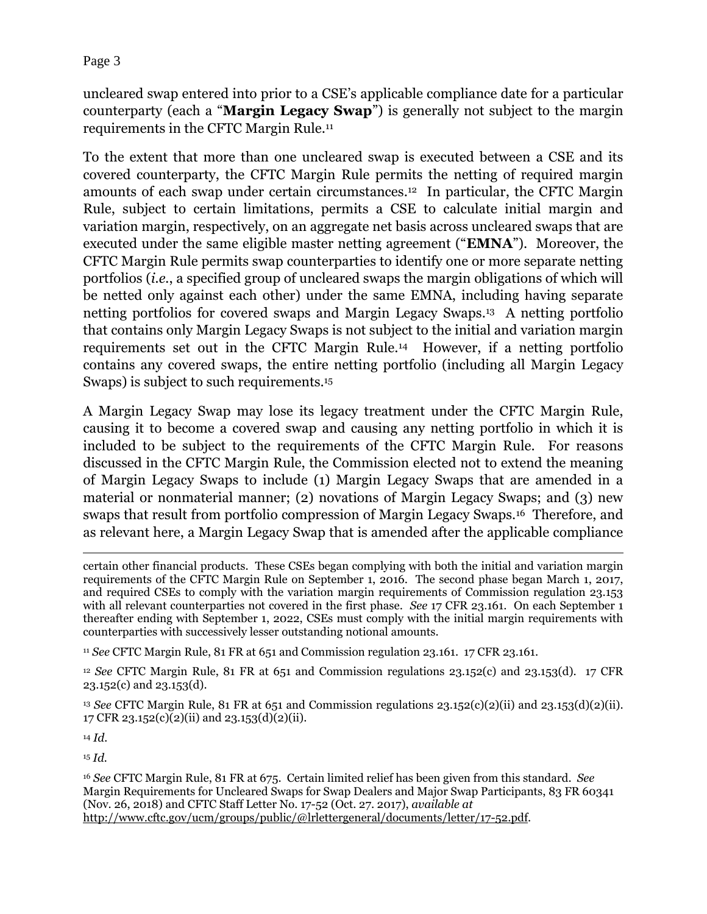uncleared swap entered into prior to a CSE's applicable compliance date for a particular counterparty (each a "**Margin Legacy Swap**") is generally not subject to the margin requirements in the CFTC Margin Rule.[11]

To the extent that more than one uncleared swap is executed between a CSE and its covered counterparty, the CFTC Margin Rule permits the netting of required margin amounts of each swap under certain circumstances.[12] In particular, the CFTC Margin Rule, subject to certain limitations, permits a CSE to calculate initial margin and variation margin, respectively, on an aggregate net basis across uncleared swaps that are executed under the same eligible master netting agreement ("**EMNA**"). Moreover, the CFTC Margin Rule permits swap counterparties to identify one or more separate netting portfolios (*i.e.*, a specified group of uncleared swaps the margin obligations of which will be netted only against each other) under the same EMNA, including having separate netting portfolios for covered swaps and Margin Legacy Swaps.[13] A netting portfolio that contains only Margin Legacy Swaps is not subject to the initial and variation margin requirements set out in the CFTC Margin Rule.[14] However, if a netting portfolio contains any covered swaps, the entire netting portfolio (including all Margin Legacy Swaps) is subject to such requirements.[15]

A Margin Legacy Swap may lose its legacy treatment under the CFTC Margin Rule, causing it to become a covered swap and causing any netting portfolio in which it is included to be subject to the requirements of the CFTC Margin Rule. For reasons discussed in the CFTC Margin Rule, the Commission elected not to extend the meaning of Margin Legacy Swaps to include (1) Margin Legacy Swaps that are amended in a material or nonmaterial manner; (2) novations of Margin Legacy Swaps; and (3) new swaps that result from portfolio compression of Margin Legacy Swaps.[16] Therefore, and as relevant here, a Margin Legacy Swap that is amended after the applicable compliance

---

certain other financial products. These CSEs began complying with both the initial and variation margin requirements of the CFTC Margin Rule on September 1, 2016. The second phase began March 1, 2017, and required CSEs to comply with the variation margin requirements of Commission regulation 23.153 with all relevant counterparties not covered in the first phase. *See* 17 CFR 23.161. On each September 1 thereafter ending with September 1, 2022, CSEs must comply with the initial margin requirements with counterparties with successively lesser outstanding notional amounts.

[11] *See* CFTC Margin Rule, 81 FR at 651 and Commission regulation 23.161. 17 CFR 23.161.

[12] *See* CFTC Margin Rule, 81 FR at 651 and Commission regulations 23.152(c) and 23.153(d). 17 CFR 23.152(c) and 23.153(d).

[13] *See* CFTC Margin Rule, 81 FR at 651 and Commission regulations 23.152(c)(2)(ii) and 23.153(d)(2)(ii). 17 CFR 23.152(c)(2)(ii) and 23.153(d)(2)(ii).

[14] *Id.*

[15] *Id.*

[16] *See* CFTC Margin Rule, 81 FR at 675. Certain limited relief has been given from this standard. *See* Margin Requirements for Uncleared Swaps for Swap Dealers and Major Swap Participants, 83 FR 60341 (Nov. 26, 2018) and CFTC Staff Letter No. 17-52 (Oct. 27. 2017), *available at* http://www.cftc.gov/ucm/groups/public/@lrlettergeneral/documents/letter/17-52.pdf.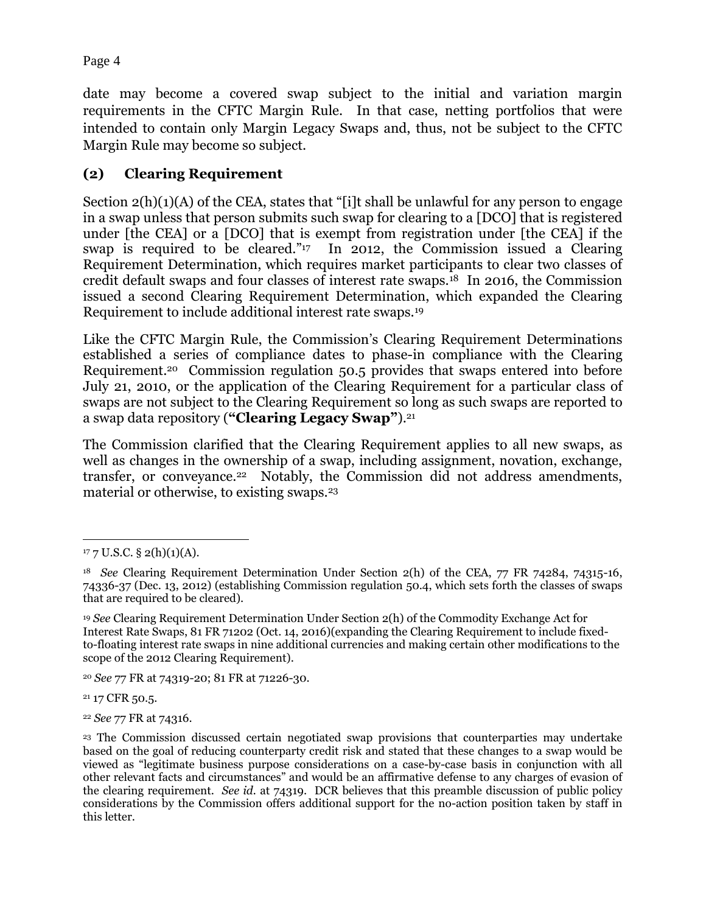date may become a covered swap subject to the initial and variation margin requirements in the CFTC Margin Rule. In that case, netting portfolios that were intended to contain only Margin Legacy Swaps and, thus, not be subject to the CFTC Margin Rule may become so subject.

## (2) Clearing Requirement

Section 2(h)(1)(A) of the CEA, states that "[i]t shall be unlawful for any person to engage in a swap unless that person submits such swap for clearing to a [DCO] that is registered under [the CEA] or a [DCO] that is exempt from registration under [the CEA] if the swap is required to be cleared."[17] In 2012, the Commission issued a Clearing Requirement Determination, which requires market participants to clear two classes of credit default swaps and four classes of interest rate swaps.[18] In 2016, the Commission issued a second Clearing Requirement Determination, which expanded the Clearing Requirement to include additional interest rate swaps.[19]

Like the CFTC Margin Rule, the Commission's Clearing Requirement Determinations established a series of compliance dates to phase-in compliance with the Clearing Requirement.[20] Commission regulation 50.5 provides that swaps entered into before July 21, 2010, or the application of the Clearing Requirement for a particular class of swaps are not subject to the Clearing Requirement so long as such swaps are reported to a swap data repository (**"Clearing Legacy Swap"**).[21]

The Commission clarified that the Clearing Requirement applies to all new swaps, as well as changes in the ownership of a swap, including assignment, novation, exchange, transfer, or conveyance.[22] Notably, the Commission did not address amendments, material or otherwise, to existing swaps.[23]

---

[17] 7 U.S.C. § 2(h)(1)(A).

[18] *See* Clearing Requirement Determination Under Section 2(h) of the CEA, 77 FR 74284, 74315-16, 74336-37 (Dec. 13, 2012) (establishing Commission regulation 50.4, which sets forth the classes of swaps that are required to be cleared).

[19] *See* Clearing Requirement Determination Under Section 2(h) of the Commodity Exchange Act for Interest Rate Swaps, 81 FR 71202 (Oct. 14, 2016)(expanding the Clearing Requirement to include fixed-to-floating interest rate swaps in nine additional currencies and making certain other modifications to the scope of the 2012 Clearing Requirement).

[20] *See* 77 FR at 74319-20; 81 FR at 71226-30.

[21] 17 CFR 50.5.

[22] *See* 77 FR at 74316.

[23] The Commission discussed certain negotiated swap provisions that counterparties may undertake based on the goal of reducing counterparty credit risk and stated that these changes to a swap would be viewed as "legitimate business purpose considerations on a case-by-case basis in conjunction with all other relevant facts and circumstances" and would be an affirmative defense to any charges of evasion of the clearing requirement. *See id.* at 74319. DCR believes that this preamble discussion of public policy considerations by the Commission offers additional support for the no-action position taken by staff in this letter.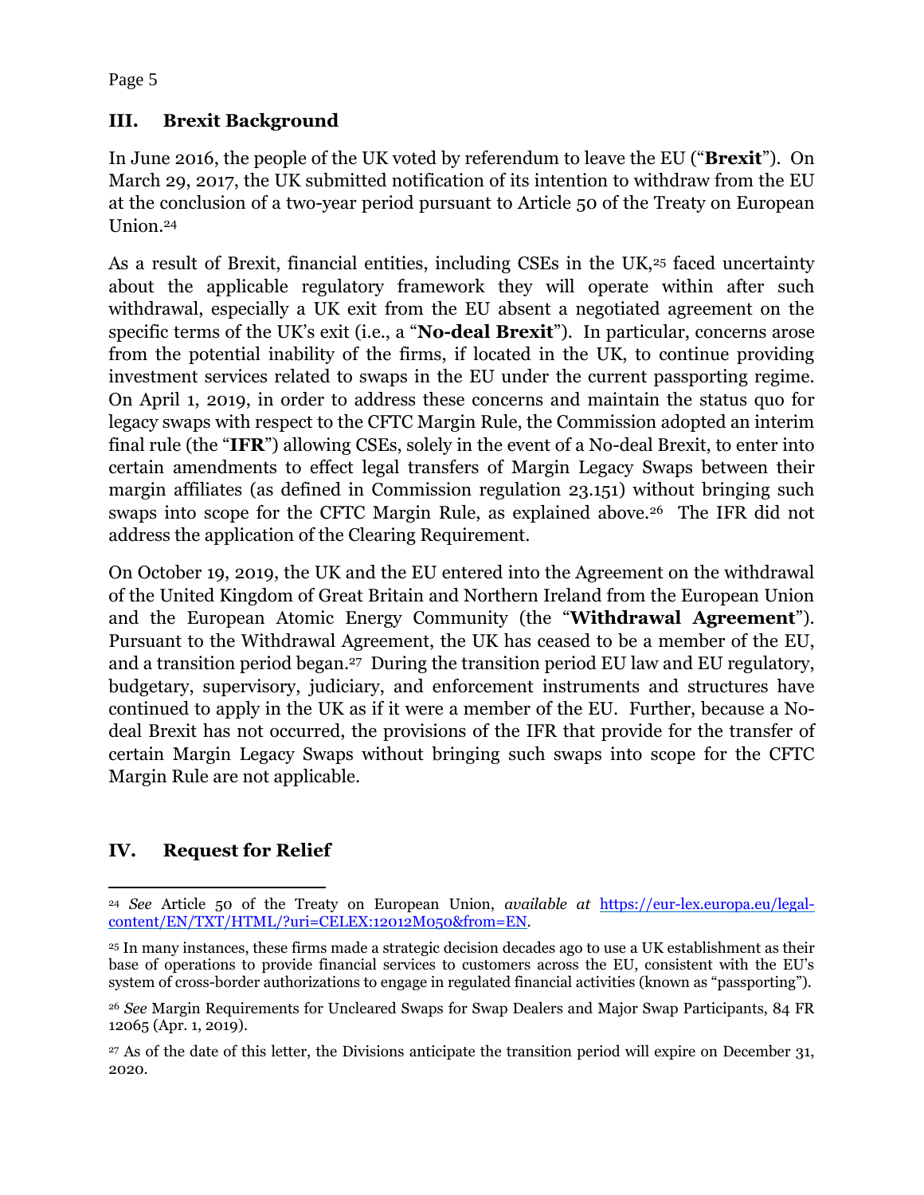## III. Brexit Background

In June 2016, the people of the UK voted by referendum to leave the EU ("**Brexit**"). On March 29, 2017, the UK submitted notification of its intention to withdraw from the EU at the conclusion of a two-year period pursuant to Article 50 of the Treaty on European Union.[24]

As a result of Brexit, financial entities, including CSEs in the UK,[25] faced uncertainty about the applicable regulatory framework they will operate within after such withdrawal, especially a UK exit from the EU absent a negotiated agreement on the specific terms of the UK's exit (i.e., a "**No-deal Brexit**"). In particular, concerns arose from the potential inability of the firms, if located in the UK, to continue providing investment services related to swaps in the EU under the current passporting regime. On April 1, 2019, in order to address these concerns and maintain the status quo for legacy swaps with respect to the CFTC Margin Rule, the Commission adopted an interim final rule (the "**IFR**") allowing CSEs, solely in the event of a No-deal Brexit, to enter into certain amendments to effect legal transfers of Margin Legacy Swaps between their margin affiliates (as defined in Commission regulation 23.151) without bringing such swaps into scope for the CFTC Margin Rule, as explained above.[26] The IFR did not address the application of the Clearing Requirement.

On October 19, 2019, the UK and the EU entered into the Agreement on the withdrawal of the United Kingdom of Great Britain and Northern Ireland from the European Union and the European Atomic Energy Community (the "**Withdrawal Agreement**"). Pursuant to the Withdrawal Agreement, the UK has ceased to be a member of the EU, and a transition period began.[27] During the transition period EU law and EU regulatory, budgetary, supervisory, judiciary, and enforcement instruments and structures have continued to apply in the UK as if it were a member of the EU. Further, because a No-deal Brexit has not occurred, the provisions of the IFR that provide for the transfer of certain Margin Legacy Swaps without bringing such swaps into scope for the CFTC Margin Rule are not applicable.

## IV. Request for Relief

---

[24] *See* Article 50 of the Treaty on European Union, *available at* https://eur-lex.europa.eu/legal-content/EN/TXT/HTML/?uri=CELEX:12012M050&from=EN.

[25] In many instances, these firms made a strategic decision decades ago to use a UK establishment as their base of operations to provide financial services to customers across the EU, consistent with the EU's system of cross-border authorizations to engage in regulated financial activities (known as "passporting").

[26] *See* Margin Requirements for Uncleared Swaps for Swap Dealers and Major Swap Participants, 84 FR 12065 (Apr. 1, 2019).

[27] As of the date of this letter, the Divisions anticipate the transition period will expire on December 31, 2020.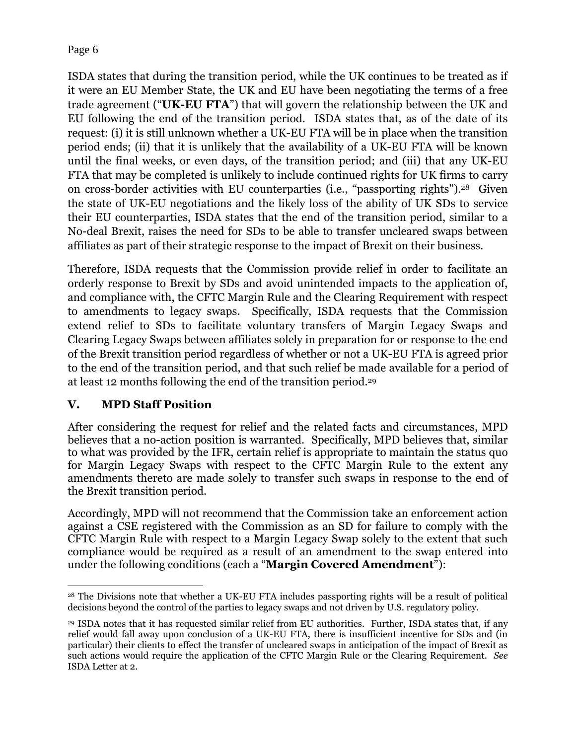ISDA states that during the transition period, while the UK continues to be treated as if it were an EU Member State, the UK and EU have been negotiating the terms of a free trade agreement ("**UK-EU FTA**") that will govern the relationship between the UK and EU following the end of the transition period. ISDA states that, as of the date of its request: (i) it is still unknown whether a UK-EU FTA will be in place when the transition period ends; (ii) that it is unlikely that the availability of a UK-EU FTA will be known until the final weeks, or even days, of the transition period; and (iii) that any UK-EU FTA that may be completed is unlikely to include continued rights for UK firms to carry on cross-border activities with EU counterparties (i.e., "passporting rights").[28] Given the state of UK-EU negotiations and the likely loss of the ability of UK SDs to service their EU counterparties, ISDA states that the end of the transition period, similar to a No-deal Brexit, raises the need for SDs to be able to transfer uncleared swaps between affiliates as part of their strategic response to the impact of Brexit on their business.

Therefore, ISDA requests that the Commission provide relief in order to facilitate an orderly response to Brexit by SDs and avoid unintended impacts to the application of, and compliance with, the CFTC Margin Rule and the Clearing Requirement with respect to amendments to legacy swaps. Specifically, ISDA requests that the Commission extend relief to SDs to facilitate voluntary transfers of Margin Legacy Swaps and Clearing Legacy Swaps between affiliates solely in preparation for or response to the end of the Brexit transition period regardless of whether or not a UK-EU FTA is agreed prior to the end of the transition period, and that such relief be made available for a period of at least 12 months following the end of the transition period.[29]

## V. MPD Staff Position

After considering the request for relief and the related facts and circumstances, MPD believes that a no-action position is warranted. Specifically, MPD believes that, similar to what was provided by the IFR, certain relief is appropriate to maintain the status quo for Margin Legacy Swaps with respect to the CFTC Margin Rule to the extent any amendments thereto are made solely to transfer such swaps in response to the end of the Brexit transition period.

Accordingly, MPD will not recommend that the Commission take an enforcement action against a CSE registered with the Commission as an SD for failure to comply with the CFTC Margin Rule with respect to a Margin Legacy Swap solely to the extent that such compliance would be required as a result of an amendment to the swap entered into under the following conditions (each a "**Margin Covered Amendment**"):

---

[28] The Divisions note that whether a UK-EU FTA includes passporting rights will be a result of political decisions beyond the control of the parties to legacy swaps and not driven by U.S. regulatory policy.

[29] ISDA notes that it has requested similar relief from EU authorities. Further, ISDA states that, if any relief would fall away upon conclusion of a UK-EU FTA, there is insufficient incentive for SDs and (in particular) their clients to effect the transfer of uncleared swaps in anticipation of the impact of Brexit as such actions would require the application of the CFTC Margin Rule or the Clearing Requirement. *See* ISDA Letter at 2.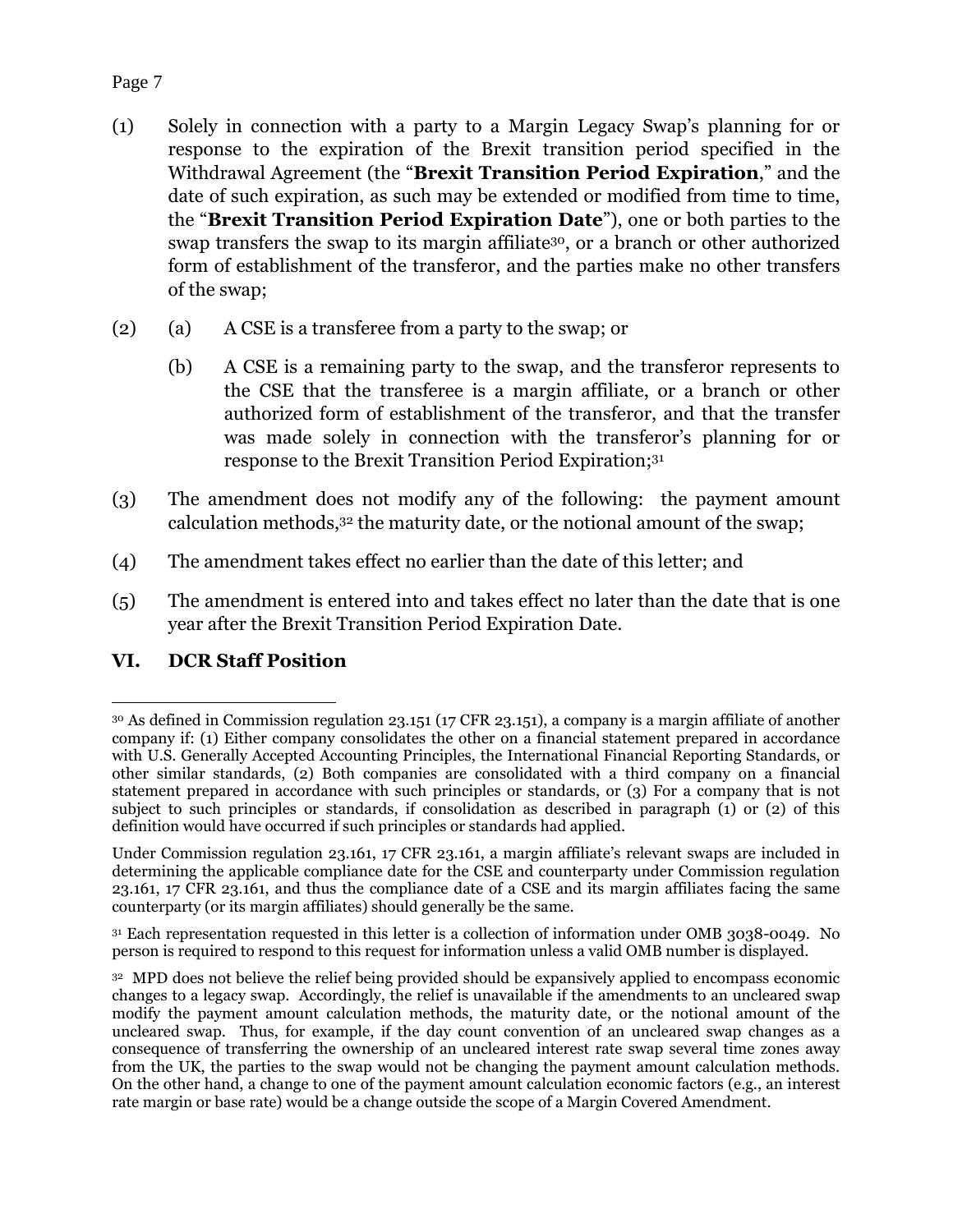(1) Solely in connection with a party to a Margin Legacy Swap's planning for or response to the expiration of the Brexit transition period specified in the Withdrawal Agreement (the "**Brexit Transition Period Expiration**," and the date of such expiration, as such may be extended or modified from time to time, the "**Brexit Transition Period Expiration Date**"), one or both parties to the swap transfers the swap to its margin affiliate[30], or a branch or other authorized form of establishment of the transferor, and the parties make no other transfers of the swap;

(2) (a) A CSE is a transferee from a party to the swap; or

(b) A CSE is a remaining party to the swap, and the transferor represents to the CSE that the transferee is a margin affiliate, or a branch or other authorized form of establishment of the transferor, and that the transfer was made solely in connection with the transferor's planning for or response to the Brexit Transition Period Expiration;[31]

(3) The amendment does not modify any of the following: the payment amount calculation methods,[32] the maturity date, or the notional amount of the swap;

(4) The amendment takes effect no earlier than the date of this letter; and

(5) The amendment is entered into and takes effect no later than the date that is one year after the Brexit Transition Period Expiration Date.

## VI. DCR Staff Position

---

[30] As defined in Commission regulation 23.151 (17 CFR 23.151), a company is a margin affiliate of another company if: (1) Either company consolidates the other on a financial statement prepared in accordance with U.S. Generally Accepted Accounting Principles, the International Financial Reporting Standards, or other similar standards, (2) Both companies are consolidated with a third company on a financial statement prepared in accordance with such principles or standards, or (3) For a company that is not subject to such principles or standards, if consolidation as described in paragraph (1) or (2) of this definition would have occurred if such principles or standards had applied.

Under Commission regulation 23.161, 17 CFR 23.161, a margin affiliate's relevant swaps are included in determining the applicable compliance date for the CSE and counterparty under Commission regulation 23.161, 17 CFR 23.161, and thus the compliance date of a CSE and its margin affiliates facing the same counterparty (or its margin affiliates) should generally be the same.

[31] Each representation requested in this letter is a collection of information under OMB 3038-0049. No person is required to respond to this request for information unless a valid OMB number is displayed.

[32] MPD does not believe the relief being provided should be expansively applied to encompass economic changes to a legacy swap. Accordingly, the relief is unavailable if the amendments to an uncleared swap modify the payment amount calculation methods, the maturity date, or the notional amount of the uncleared swap. Thus, for example, if the day count convention of an uncleared swap changes as a consequence of transferring the ownership of an uncleared interest rate swap several time zones away from the UK, the parties to the swap would not be changing the payment amount calculation methods. On the other hand, a change to one of the payment amount calculation economic factors (e.g., an interest rate margin or base rate) would be a change outside the scope of a Margin Covered Amendment.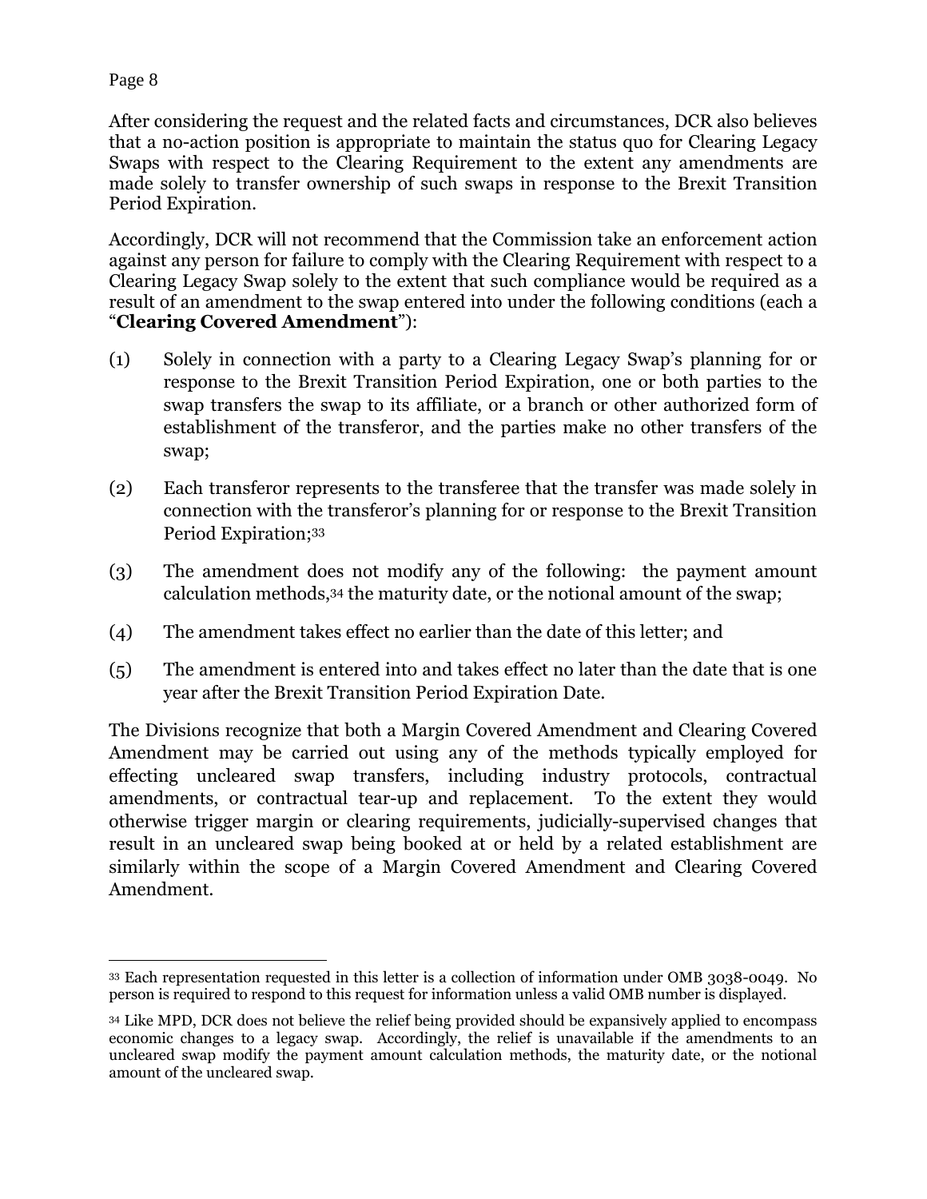After considering the request and the related facts and circumstances, DCR also believes that a no-action position is appropriate to maintain the status quo for Clearing Legacy Swaps with respect to the Clearing Requirement to the extent any amendments are made solely to transfer ownership of such swaps in response to the Brexit Transition Period Expiration.

Accordingly, DCR will not recommend that the Commission take an enforcement action against any person for failure to comply with the Clearing Requirement with respect to a Clearing Legacy Swap solely to the extent that such compliance would be required as a result of an amendment to the swap entered into under the following conditions (each a "**Clearing Covered Amendment**"):

(1) Solely in connection with a party to a Clearing Legacy Swap's planning for or response to the Brexit Transition Period Expiration, one or both parties to the swap transfers the swap to its affiliate, or a branch or other authorized form of establishment of the transferor, and the parties make no other transfers of the swap;

(2) Each transferor represents to the transferee that the transfer was made solely in connection with the transferor's planning for or response to the Brexit Transition Period Expiration;[33]

(3) The amendment does not modify any of the following: the payment amount calculation methods,[34] the maturity date, or the notional amount of the swap;

(4) The amendment takes effect no earlier than the date of this letter; and

(5) The amendment is entered into and takes effect no later than the date that is one year after the Brexit Transition Period Expiration Date.

The Divisions recognize that both a Margin Covered Amendment and Clearing Covered Amendment may be carried out using any of the methods typically employed for effecting uncleared swap transfers, including industry protocols, contractual amendments, or contractual tear-up and replacement. To the extent they would otherwise trigger margin or clearing requirements, judicially-supervised changes that result in an uncleared swap being booked at or held by a related establishment are similarly within the scope of a Margin Covered Amendment and Clearing Covered Amendment.

---

[33] Each representation requested in this letter is a collection of information under OMB 3038-0049. No person is required to respond to this request for information unless a valid OMB number is displayed.

[34] Like MPD, DCR does not believe the relief being provided should be expansively applied to encompass economic changes to a legacy swap. Accordingly, the relief is unavailable if the amendments to an uncleared swap modify the payment amount calculation methods, the maturity date, or the notional amount of the uncleared swap.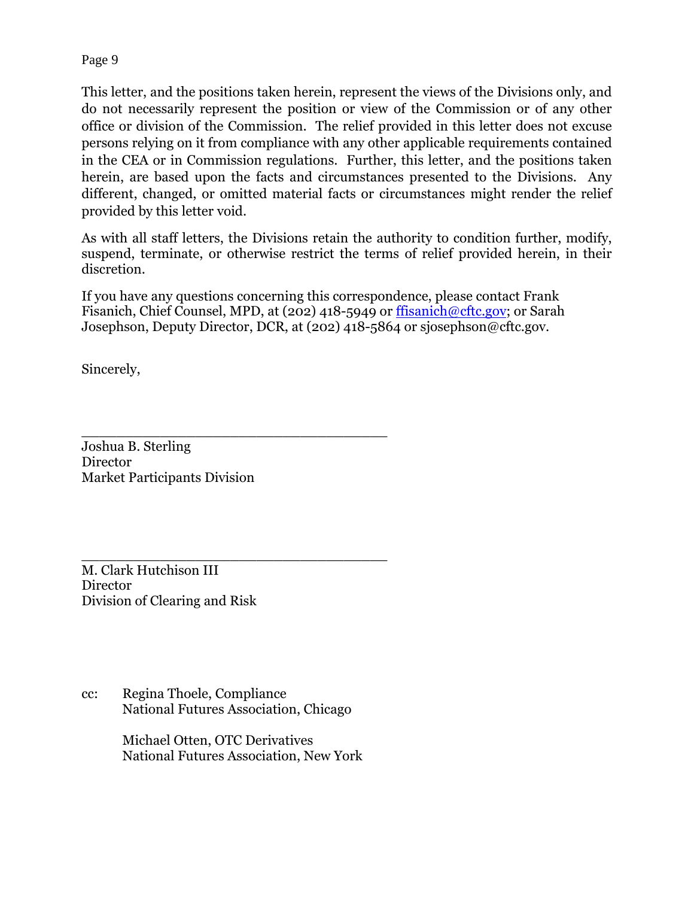This letter, and the positions taken herein, represent the views of the Divisions only, and do not necessarily represent the position or view of the Commission or of any other office or division of the Commission. The relief provided in this letter does not excuse persons relying on it from compliance with any other applicable requirements contained in the CEA or in Commission regulations. Further, this letter, and the positions taken herein, are based upon the facts and circumstances presented to the Divisions. Any different, changed, or omitted material facts or circumstances might render the relief provided by this letter void.

As with all staff letters, the Divisions retain the authority to condition further, modify, suspend, terminate, or otherwise restrict the terms of relief provided herein, in their discretion.

If you have any questions concerning this correspondence, please contact Frank Fisanich, Chief Counsel, MPD, at (202) 418-5949 or [ffisanich@cftc.gov](mailto:ffisanich@cftc.gov); or Sarah Josephson, Deputy Director, DCR, at (202) 418-5864 or sjosephson@cftc.gov.

Sincerely,

\_\_\_\_\_\_\_\_\_\_\_\_\_\_\_\_\_\_\_\_\_\_\_\_\_\_\_\_\_\_\_\_\_\_\_\_

Joshua B. Sterling  
Director  
Market Participants Division

\_\_\_\_\_\_\_\_\_\_\_\_\_\_\_\_\_\_\_\_\_\_\_\_\_\_\_\_\_\_\_\_\_\_\_\_

M. Clark Hutchison III  
Director  
Division of Clearing and Risk

cc: Regina Thoele, Compliance  
National Futures Association, Chicago

Michael Otten, OTC Derivatives  
National Futures Association, New York